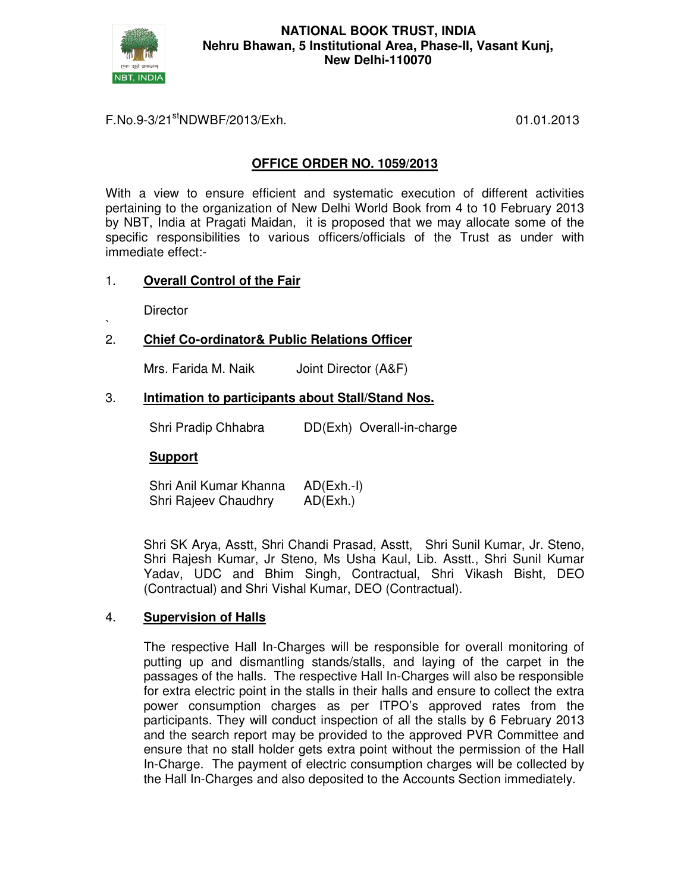**NATIONAL BOOK TRUST, INDIA**
**Nehru Bhawan, 5 Institutional Area, Phase-II, Vasant Kunj,**
**New Delhi-110070**

F.No.9-3/21st NDWBF/2013/Exh. 01.01.2013

## OFFICE ORDER NO. 1059/2013

With a view to ensure efficient and systematic execution of different activities pertaining to the organization of New Delhi World Book from 4 to 10 February 2013 by NBT, India at Pragati Maidan, it is proposed that we may allocate some of the specific responsibilities to various officers/officials of the Trust as under with immediate effect:-

1. **Overall Control of the Fair**

   Director

2. **Chief Co-ordinator& Public Relations Officer**

   Mrs. Farida M. Naik Joint Director (A&F)

3. **Intimation to participants about Stall/Stand Nos.**

   Shri Pradip Chhabra DD(Exh) Overall-in-charge

   **Support**

   Shri Anil Kumar Khanna AD(Exh.-I)
   Shri Rajeev Chaudhry AD(Exh.)

   Shri SK Arya, Asstt, Shri Chandi Prasad, Asstt, Shri Sunil Kumar, Jr. Steno, Shri Rajesh Kumar, Jr Steno, Ms Usha Kaul, Lib. Asstt., Shri Sunil Kumar Yadav, UDC and Bhim Singh, Contractual, Shri Vikash Bisht, DEO (Contractual) and Shri Vishal Kumar, DEO (Contractual).

4. **Supervision of Halls**

   The respective Hall In-Charges will be responsible for overall monitoring of putting up and dismantling stands/stalls, and laying of the carpet in the passages of the halls. The respective Hall In-Charges will also be responsible for extra electric point in the stalls in their halls and ensure to collect the extra power consumption charges as per ITPO's approved rates from the participants. They will conduct inspection of all the stalls by 6 February 2013 and the search report may be provided to the approved PVR Committee and ensure that no stall holder gets extra point without the permission of the Hall In-Charge. The payment of electric consumption charges will be collected by the Hall In-Charges and also deposited to the Accounts Section immediately.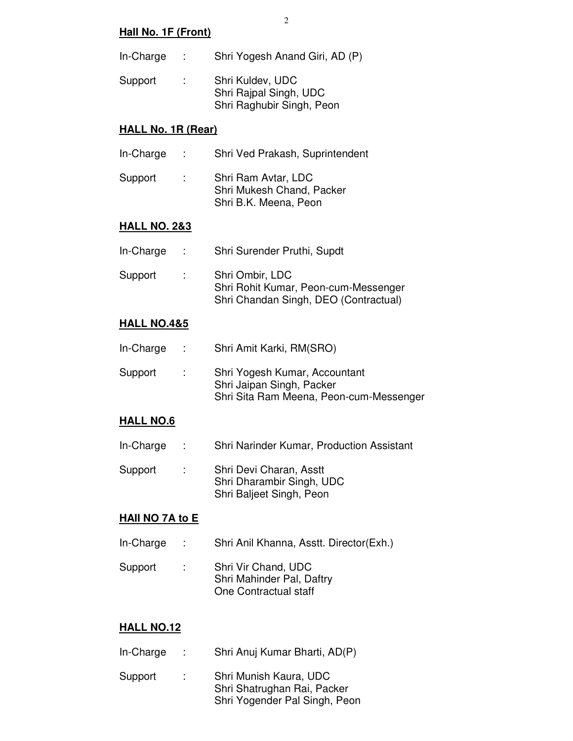**Hall No. 1F (Front)**

In-Charge : Shri Yogesh Anand Giri, AD (P)

Support : Shri Kuldev, UDC
Shri Rajpal Singh, UDC
Shri Raghubir Singh, Peon

**HALL No. 1R (Rear)**

In-Charge : Shri Ved Prakash, Suprintendent

Support : Shri Ram Avtar, LDC
Shri Mukesh Chand, Packer
Shri B.K. Meena, Peon

**HALL NO. 2&3**

In-Charge : Shri Surender Pruthi, Supdt

Support : Shri Ombir, LDC
Shri Rohit Kumar, Peon-cum-Messenger
Shri Chandan Singh, DEO (Contractual)

**HALL NO.4&5**

In-Charge : Shri Amit Karki, RM(SRO)

Support : Shri Yogesh Kumar, Accountant
Shri Jaipan Singh, Packer
Shri Sita Ram Meena, Peon-cum-Messenger

**HALL NO.6**

In-Charge : Shri Narinder Kumar, Production Assistant

Support : Shri Devi Charan, Asstt
Shri Dharambir Singh, UDC
Shri Baljeet Singh, Peon

**HAll NO 7A to E**

In-Charge : Shri Anil Khanna, Asstt. Director(Exh.)

Support : Shri Vir Chand, UDC
Shri Mahinder Pal, Daftry
One Contractual staff

**HALL NO.12**

In-Charge : Shri Anuj Kumar Bharti, AD(P)

Support : Shri Munish Kaura, UDC
Shri Shatrughan Rai, Packer
Shri Yogender Pal Singh, Peon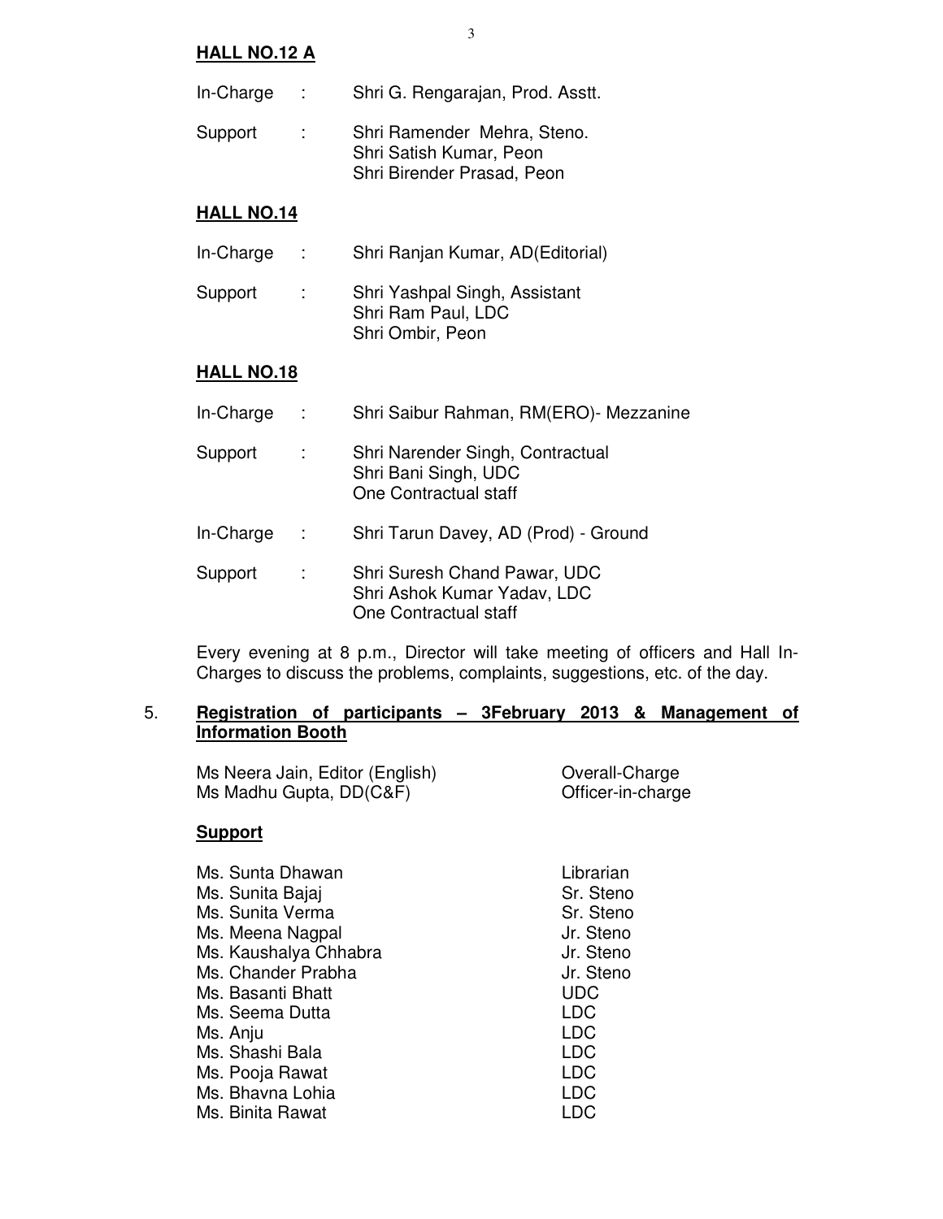**HALL NO.12 A**

In-Charge : Shri G. Rengarajan, Prod. Asstt.

Support : Shri Ramender Mehra, Steno.
Shri Satish Kumar, Peon
Shri Birender Prasad, Peon

**HALL NO.14**

In-Charge : Shri Ranjan Kumar, AD(Editorial)

Support : Shri Yashpal Singh, Assistant
Shri Ram Paul, LDC
Shri Ombir, Peon

**HALL NO.18**

In-Charge : Shri Saibur Rahman, RM(ERO)- Mezzanine

Support : Shri Narender Singh, Contractual
Shri Bani Singh, UDC
One Contractual staff

In-Charge : Shri Tarun Davey, AD (Prod) - Ground

Support : Shri Suresh Chand Pawar, UDC
Shri Ashok Kumar Yadav, LDC
One Contractual staff

Every evening at 8 p.m., Director will take meeting of officers and Hall In-Charges to discuss the problems, complaints, suggestions, etc. of the day.

5. **Registration of participants – 3February 2013 & Management of Information Booth**

| | |
|---|---|
| Ms Neera Jain, Editor (English) | Overall-Charge |
| Ms Madhu Gupta, DD(C&F) | Officer-in-charge |

**Support**

| | |
|---|---|
| Ms. Sunta Dhawan | Librarian |
| Ms. Sunita Bajaj | Sr. Steno |
| Ms. Sunita Verma | Sr. Steno |
| Ms. Meena Nagpal | Jr. Steno |
| Ms. Kaushalya Chhabra | Jr. Steno |
| Ms. Chander Prabha | Jr. Steno |
| Ms. Basanti Bhatt | UDC |
| Ms. Seema Dutta | LDC |
| Ms. Anju | LDC |
| Ms. Shashi Bala | LDC |
| Ms. Pooja Rawat | LDC |
| Ms. Bhavna Lohia | LDC |
| Ms. Binita Rawat | LDC |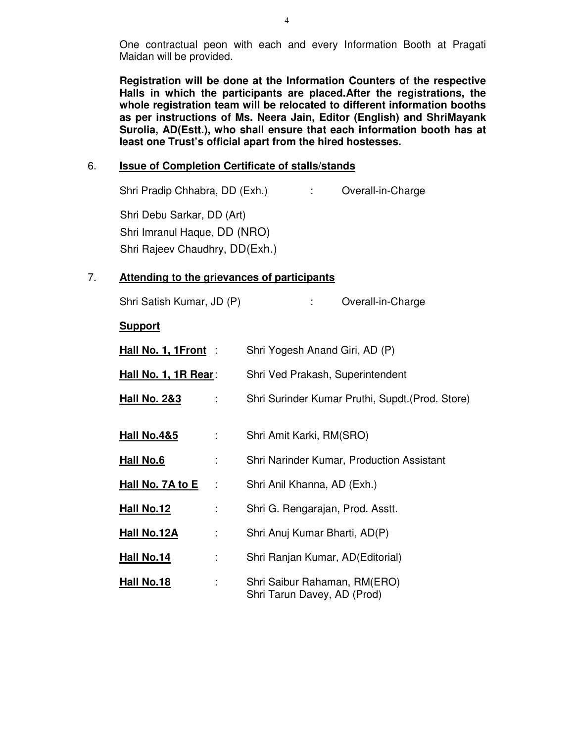One contractual peon with each and every Information Booth at Pragati Maidan will be provided.

**Registration will be done at the Information Counters of the respective Halls in which the participants are placed.After the registrations, the whole registration team will be relocated to different information booths as per instructions of Ms. Neera Jain, Editor (English) and ShriMayank Surolia, AD(Estt.), who shall ensure that each information booth has at least one Trust's official apart from the hired hostesses.**

6. **<u>Issue of Completion Certificate of stalls/stands</u>**

Shri Pradip Chhabra, DD (Exh.) : Overall-in-Charge

Shri Debu Sarkar, DD (Art)
Shri Imranul Haque, DD (NRO)
Shri Rajeev Chaudhry, DD(Exh.)

7. **<u>Attending to the grievances of participants</u>**

Shri Satish Kumar, JD (P) : Overall-in-Charge

**<u>Support</u>**

| | | |
|---|---|---|
| **<u>Hall No. 1, 1Front</u>** | : | Shri Yogesh Anand Giri, AD (P) |
| **<u>Hall No. 1, 1R Rear</u>** | : | Shri Ved Prakash, Superintendent |
| **<u>Hall No. 2&3</u>** | : | Shri Surinder Kumar Pruthi, Supdt.(Prod. Store) |
| **<u>Hall No.4&5</u>** | : | Shri Amit Karki, RM(SRO) |
| **<u>Hall No.6</u>** | : | Shri Narinder Kumar, Production Assistant |
| **<u>Hall No. 7A to E</u>** | : | Shri Anil Khanna, AD (Exh.) |
| **<u>Hall No.12</u>** | : | Shri G. Rengarajan, Prod. Asstt. |
| **<u>Hall No.12A</u>** | : | Shri Anuj Kumar Bharti, AD(P) |
| **<u>Hall No.14</u>** | : | Shri Ranjan Kumar, AD(Editorial) |
| **<u>Hall No.18</u>** | : | Shri Saibur Rahaman, RM(ERO)<br>Shri Tarun Davey, AD (Prod) |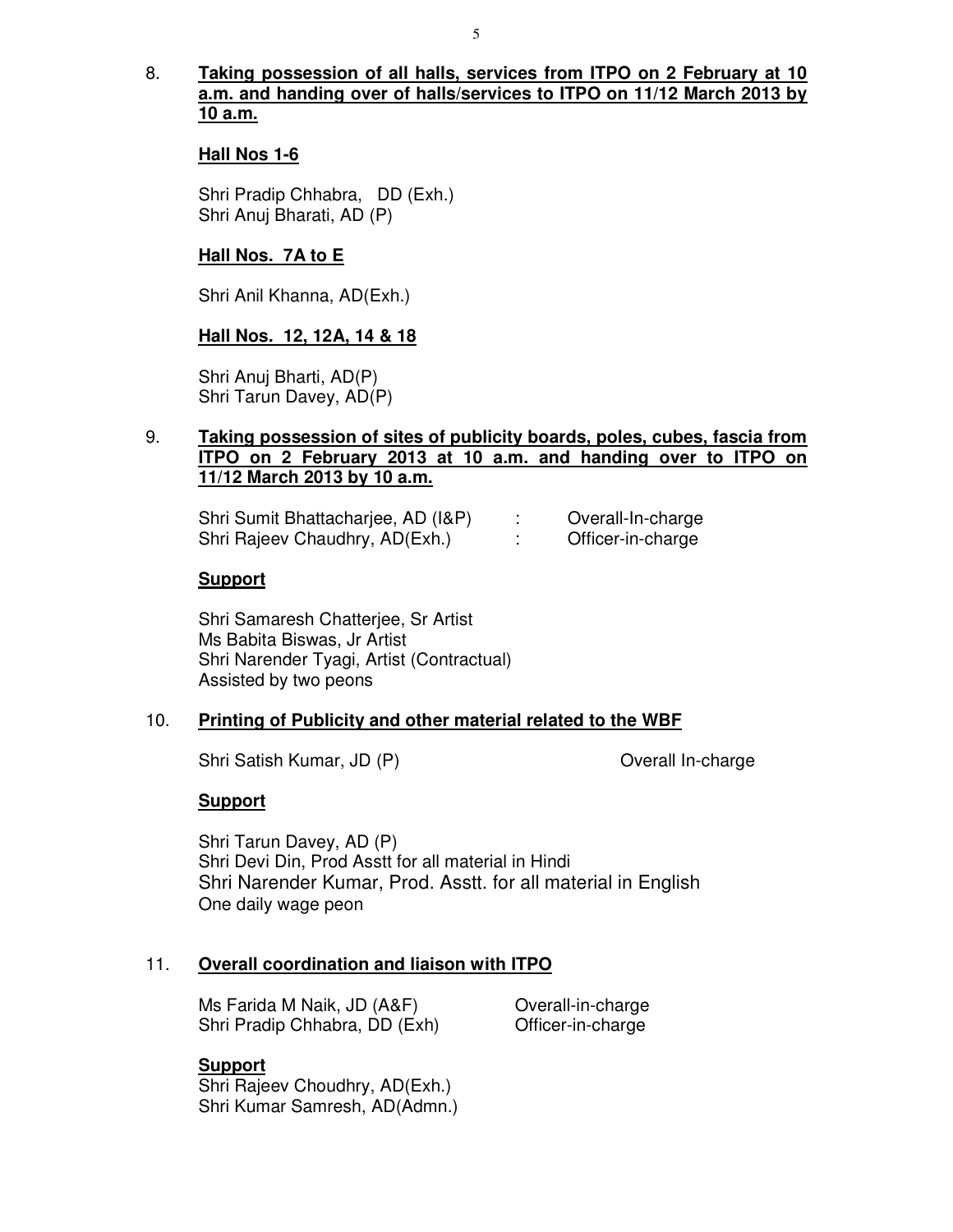8. **Taking possession of all halls, services from ITPO on 2 February at 10 a.m. and handing over of halls/services to ITPO on 11/12 March 2013 by 10 a.m.**

**Hall Nos 1-6**

Shri Pradip Chhabra, DD (Exh.)
Shri Anuj Bharati, AD (P)

**Hall Nos. 7A to E**

Shri Anil Khanna, AD(Exh.)

**Hall Nos. 12, 12A, 14 & 18**

Shri Anuj Bharti, AD(P)
Shri Tarun Davey, AD(P)

9. **Taking possession of sites of publicity boards, poles, cubes, fascia from ITPO on 2 February 2013 at 10 a.m. and handing over to ITPO on 11/12 March 2013 by 10 a.m.**

Shri Sumit Bhattacharjee, AD (I&P) : Overall-In-charge
Shri Rajeev Chaudhry, AD(Exh.) : Officer-in-charge

**Support**

Shri Samaresh Chatterjee, Sr Artist
Ms Babita Biswas, Jr Artist
Shri Narender Tyagi, Artist (Contractual)
Assisted by two peons

10. **Printing of Publicity and other material related to the WBF**

Shri Satish Kumar, JD (P) Overall In-charge

**Support**

Shri Tarun Davey, AD (P)
Shri Devi Din, Prod Asstt for all material in Hindi
Shri Narender Kumar, Prod. Asstt. for all material in English
One daily wage peon

11. **Overall coordination and liaison with ITPO**

Ms Farida M Naik, JD (A&F) Overall-in-charge
Shri Pradip Chhabra, DD (Exh) Officer-in-charge

**Support**

Shri Rajeev Choudhry, AD(Exh.)
Shri Kumar Samresh, AD(Admn.)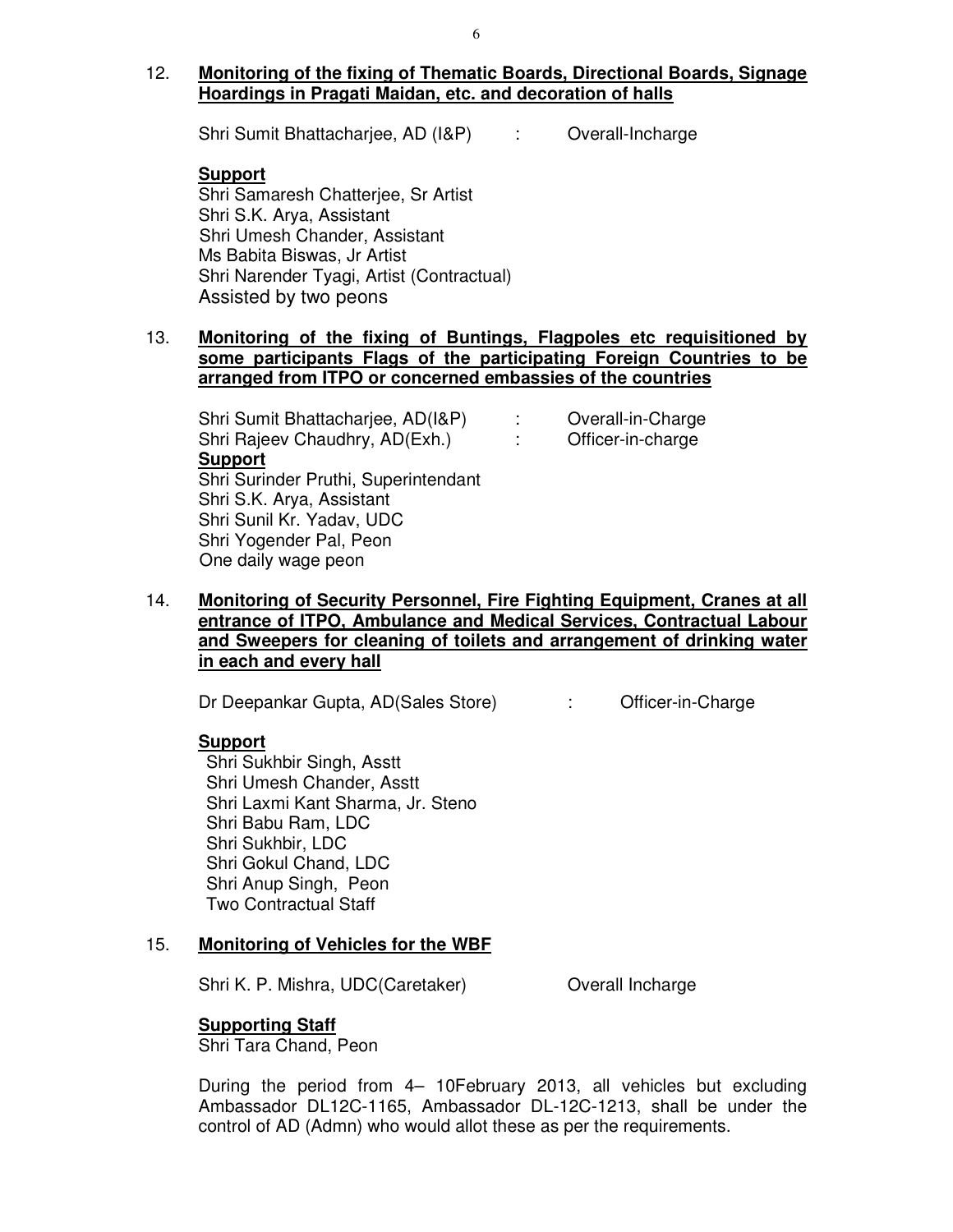12. **Monitoring of the fixing of Thematic Boards, Directional Boards, Signage Hoardings in Pragati Maidan, etc. and decoration of halls**

Shri Sumit Bhattacharjee, AD (I&P) : Overall-Incharge

**Support**

Shri Samaresh Chatterjee, Sr Artist
Shri S.K. Arya, Assistant
Shri Umesh Chander, Assistant
Ms Babita Biswas, Jr Artist
Shri Narender Tyagi, Artist (Contractual)
Assisted by two peons

13. **Monitoring of the fixing of Buntings, Flagpoles etc requisitioned by some participants Flags of the participating Foreign Countries to be arranged from ITPO or concerned embassies of the countries**

Shri Sumit Bhattacharjee, AD(I&P) : Overall-in-Charge
Shri Rajeev Chaudhry, AD(Exh.) : Officer-in-charge

**Support**

Shri Surinder Pruthi, Superintendant
Shri S.K. Arya, Assistant
Shri Sunil Kr. Yadav, UDC
Shri Yogender Pal, Peon
One daily wage peon

14. **Monitoring of Security Personnel, Fire Fighting Equipment, Cranes at all entrance of ITPO, Ambulance and Medical Services, Contractual Labour and Sweepers for cleaning of toilets and arrangement of drinking water in each and every hall**

Dr Deepankar Gupta, AD(Sales Store) : Officer-in-Charge

**Support**

Shri Sukhbir Singh, Asstt
Shri Umesh Chander, Asstt
Shri Laxmi Kant Sharma, Jr. Steno
Shri Babu Ram, LDC
Shri Sukhbir, LDC
Shri Gokul Chand, LDC
Shri Anup Singh, Peon
Two Contractual Staff

15. **Monitoring of Vehicles for the WBF**

Shri K. P. Mishra, UDC(Caretaker) Overall Incharge

**Supporting Staff**

Shri Tara Chand, Peon

During the period from 4– 10February 2013, all vehicles but excluding Ambassador DL12C-1165, Ambassador DL-12C-1213, shall be under the control of AD (Admn) who would allot these as per the requirements.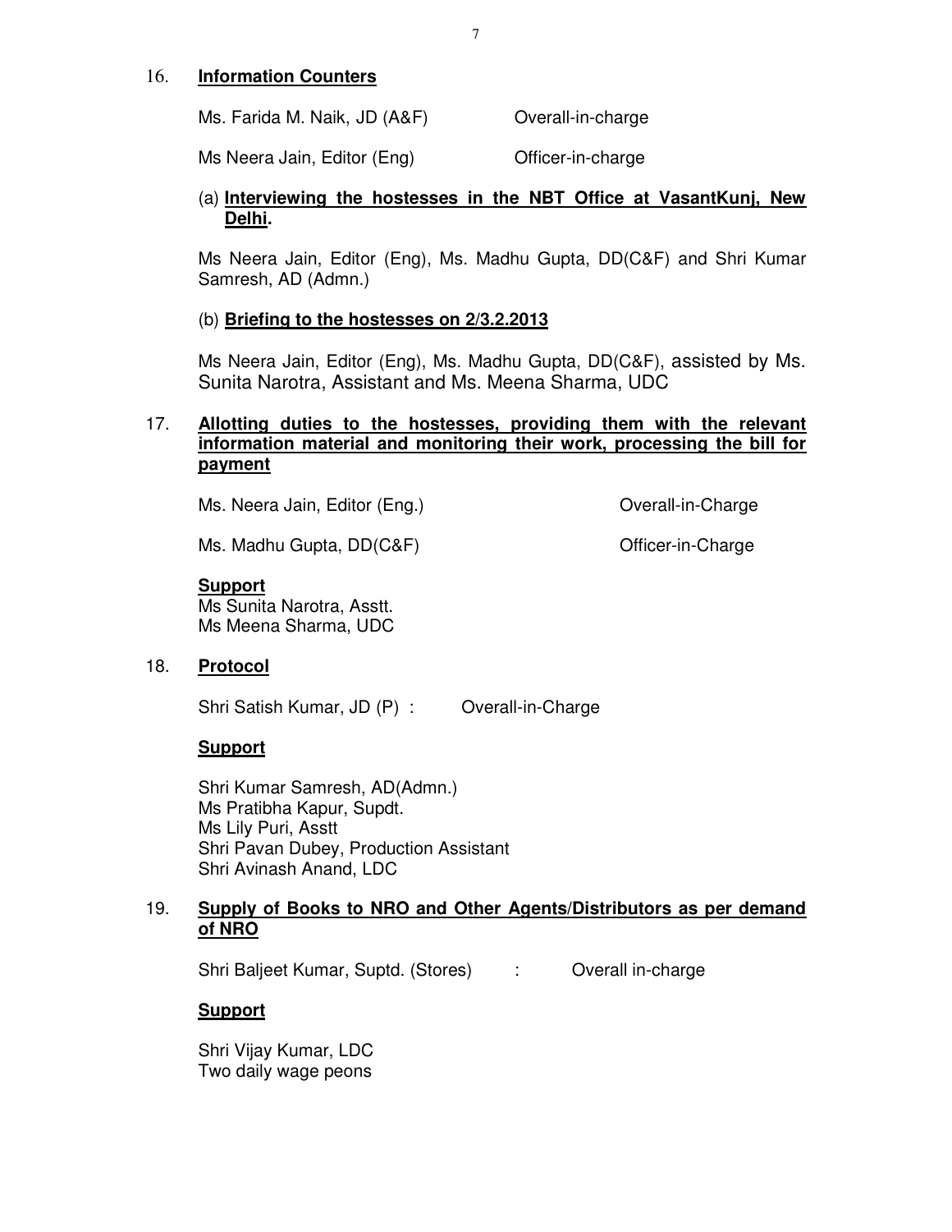16. **Information Counters**

Ms. Farida M. Naik, JD (A&F) Overall-in-charge

Ms Neera Jain, Editor (Eng) Officer-in-charge

(a) **Interviewing the hostesses in the NBT Office at VasantKunj, New Delhi.**

Ms Neera Jain, Editor (Eng), Ms. Madhu Gupta, DD(C&F) and Shri Kumar Samresh, AD (Admn.)

(b) **Briefing to the hostesses on 2/3.2.2013**

Ms Neera Jain, Editor (Eng), Ms. Madhu Gupta, DD(C&F), assisted by Ms. Sunita Narotra, Assistant and Ms. Meena Sharma, UDC

17. **Allotting duties to the hostesses, providing them with the relevant information material and monitoring their work, processing the bill for payment**

Ms. Neera Jain, Editor (Eng.) Overall-in-Charge

Ms. Madhu Gupta, DD(C&F) Officer-in-Charge

**Support**
Ms Sunita Narotra, Asstt.
Ms Meena Sharma, UDC

18. **Protocol**

Shri Satish Kumar, JD (P) : Overall-in-Charge

**Support**

Shri Kumar Samresh, AD(Admn.)
Ms Pratibha Kapur, Supdt.
Ms Lily Puri, Asstt
Shri Pavan Dubey, Production Assistant
Shri Avinash Anand, LDC

19. **Supply of Books to NRO and Other Agents/Distributors as per demand of NRO**

Shri Baljeet Kumar, Suptd. (Stores) : Overall in-charge

**Support**

Shri Vijay Kumar, LDC
Two daily wage peons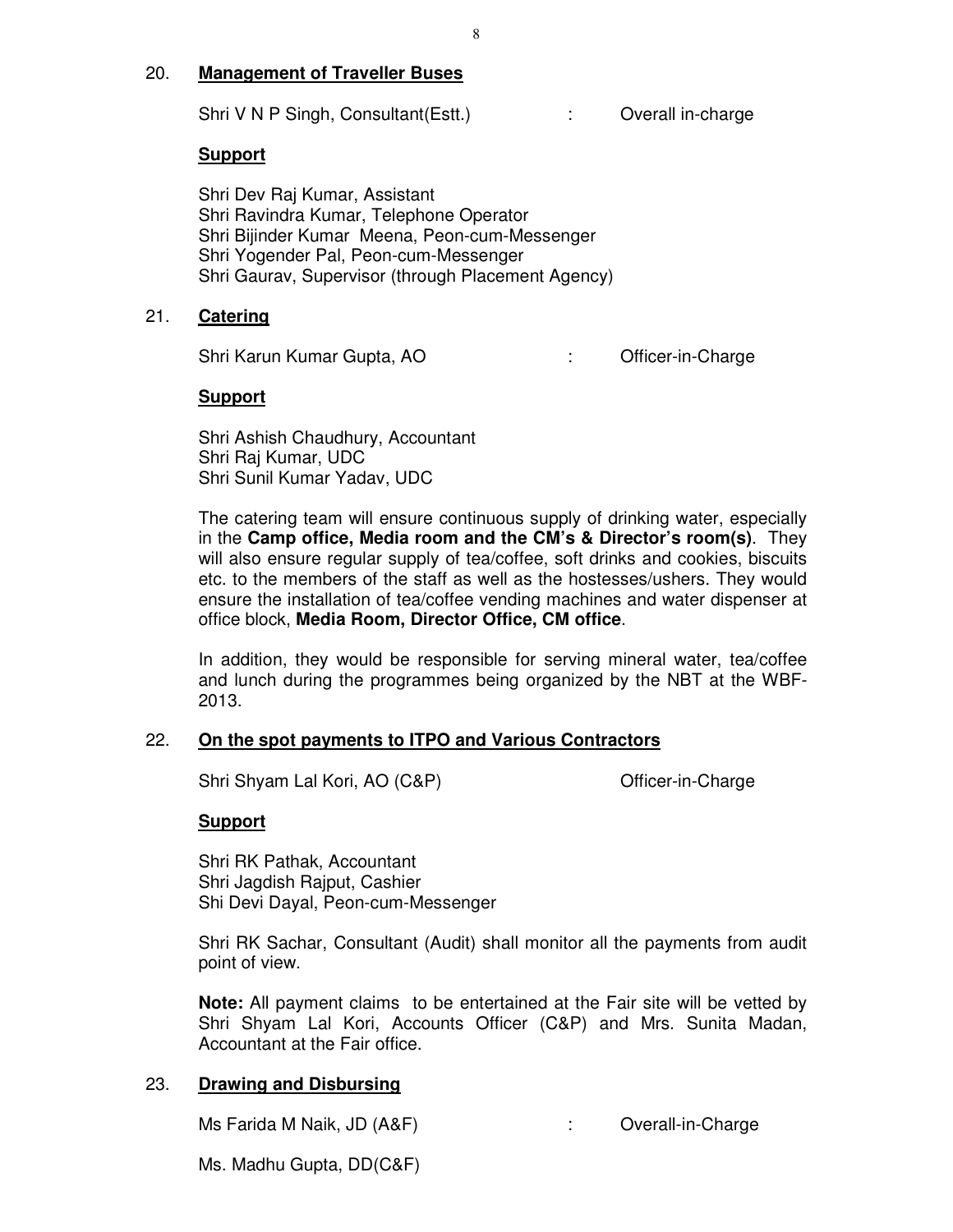20. **Management of Traveller Buses**

Shri V N P Singh, Consultant(Estt.) : Overall in-charge

**Support**

Shri Dev Raj Kumar, Assistant
Shri Ravindra Kumar, Telephone Operator
Shri Bijinder Kumar Meena, Peon-cum-Messenger
Shri Yogender Pal, Peon-cum-Messenger
Shri Gaurav, Supervisor (through Placement Agency)

21. **Catering**

Shri Karun Kumar Gupta, AO : Officer-in-Charge

**Support**

Shri Ashish Chaudhury, Accountant
Shri Raj Kumar, UDC
Shri Sunil Kumar Yadav, UDC

The catering team will ensure continuous supply of drinking water, especially in the **Camp office, Media room and the CM's & Director's room(s)**. They will also ensure regular supply of tea/coffee, soft drinks and cookies, biscuits etc. to the members of the staff as well as the hostesses/ushers. They would ensure the installation of tea/coffee vending machines and water dispenser at office block, **Media Room, Director Office, CM office**.

In addition, they would be responsible for serving mineral water, tea/coffee and lunch during the programmes being organized by the NBT at the WBF-2013.

22. **On the spot payments to ITPO and Various Contractors**

Shri Shyam Lal Kori, AO (C&P) Officer-in-Charge

**Support**

Shri RK Pathak, Accountant
Shri Jagdish Rajput, Cashier
Shi Devi Dayal, Peon-cum-Messenger

Shri RK Sachar, Consultant (Audit) shall monitor all the payments from audit point of view.

**Note:** All payment claims to be entertained at the Fair site will be vetted by Shri Shyam Lal Kori, Accounts Officer (C&P) and Mrs. Sunita Madan, Accountant at the Fair office.

23. **Drawing and Disbursing**

Ms Farida M Naik, JD (A&F) : Overall-in-Charge

Ms. Madhu Gupta, DD(C&F)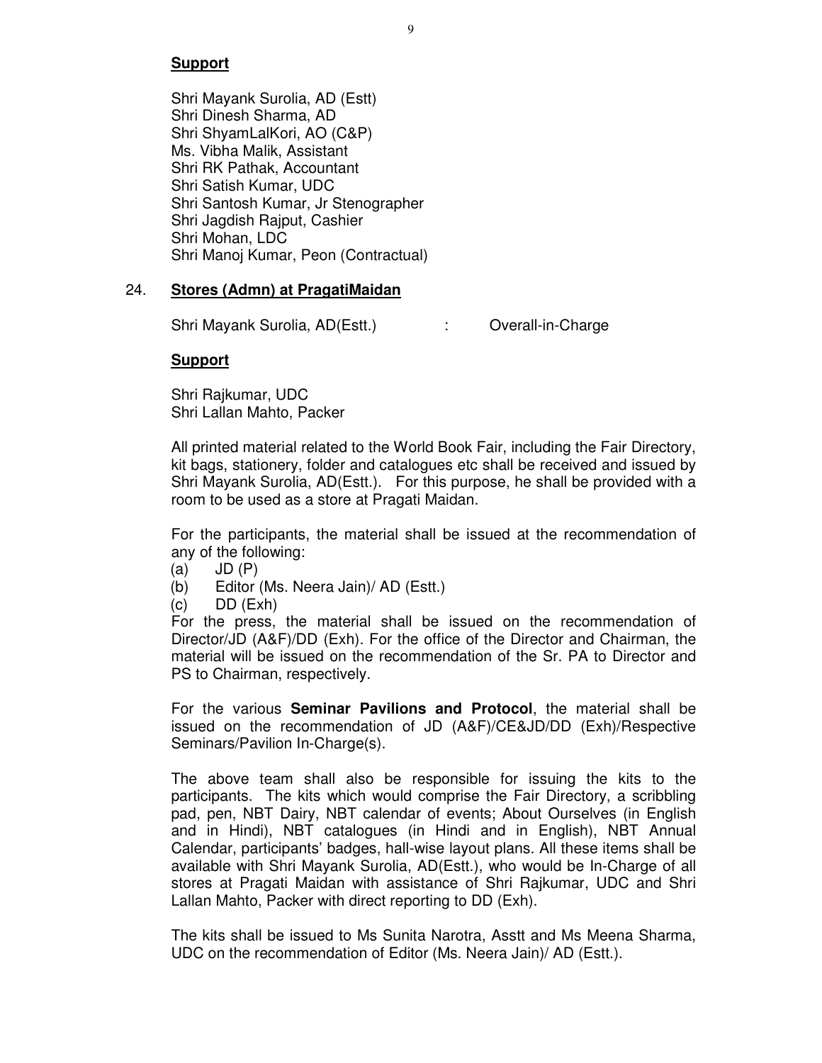**Support**

Shri Mayank Surolia, AD (Estt)
Shri Dinesh Sharma, AD
Shri ShyamLalKori, AO (C&P)
Ms. Vibha Malik, Assistant
Shri RK Pathak, Accountant
Shri Satish Kumar, UDC
Shri Santosh Kumar, Jr Stenographer
Shri Jagdish Rajput, Cashier
Shri Mohan, LDC
Shri Manoj Kumar, Peon (Contractual)

24. **Stores (Admn) at PragatiMaidan**

Shri Mayank Surolia, AD(Estt.) : Overall-in-Charge

**Support**

Shri Rajkumar, UDC
Shri Lallan Mahto, Packer

All printed material related to the World Book Fair, including the Fair Directory, kit bags, stationery, folder and catalogues etc shall be received and issued by Shri Mayank Surolia, AD(Estt.). For this purpose, he shall be provided with a room to be used as a store at Pragati Maidan.

For the participants, the material shall be issued at the recommendation of any of the following:

(a) JD (P)
(b) Editor (Ms. Neera Jain)/ AD (Estt.)
(c) DD (Exh)

For the press, the material shall be issued on the recommendation of Director/JD (A&F)/DD (Exh). For the office of the Director and Chairman, the material will be issued on the recommendation of the Sr. PA to Director and PS to Chairman, respectively.

For the various **Seminar Pavilions and Protocol**, the material shall be issued on the recommendation of JD (A&F)/CE&JD/DD (Exh)/Respective Seminars/Pavilion In-Charge(s).

The above team shall also be responsible for issuing the kits to the participants. The kits which would comprise the Fair Directory, a scribbling pad, pen, NBT Dairy, NBT calendar of events; About Ourselves (in English and in Hindi), NBT catalogues (in Hindi and in English), NBT Annual Calendar, participants' badges, hall-wise layout plans. All these items shall be available with Shri Mayank Surolia, AD(Estt.), who would be In-Charge of all stores at Pragati Maidan with assistance of Shri Rajkumar, UDC and Shri Lallan Mahto, Packer with direct reporting to DD (Exh).

The kits shall be issued to Ms Sunita Narotra, Asstt and Ms Meena Sharma, UDC on the recommendation of Editor (Ms. Neera Jain)/ AD (Estt.).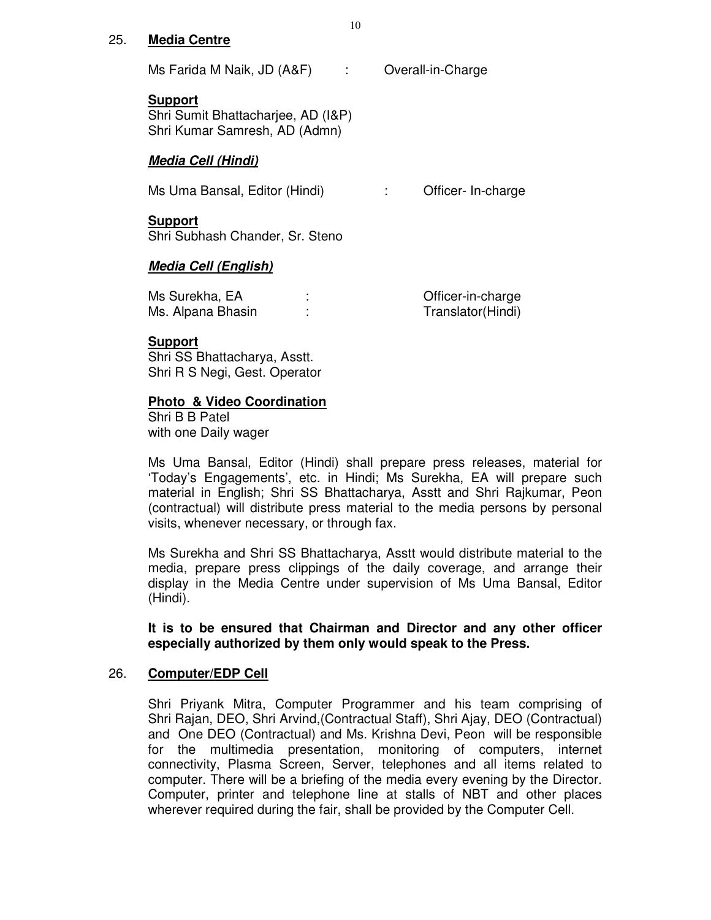25. **Media Centre**

Ms Farida M Naik, JD (A&F) : Overall-in-Charge

**Support**
Shri Sumit Bhattacharjee, AD (I&P)
Shri Kumar Samresh, AD (Admn)

***Media Cell (Hindi)***

Ms Uma Bansal, Editor (Hindi) : Officer- In-charge

**Support**
Shri Subhash Chander, Sr. Steno

***Media Cell (English)***

Ms Surekha, EA : Officer-in-charge
Ms. Alpana Bhasin : Translator(Hindi)

**Support**
Shri SS Bhattacharya, Asstt.
Shri R S Negi, Gest. Operator

**Photo & Video Coordination**
Shri B B Patel
with one Daily wager

Ms Uma Bansal, Editor (Hindi) shall prepare press releases, material for 'Today's Engagements', etc. in Hindi; Ms Surekha, EA will prepare such material in English; Shri SS Bhattacharya, Asstt and Shri Rajkumar, Peon (contractual) will distribute press material to the media persons by personal visits, whenever necessary, or through fax.

Ms Surekha and Shri SS Bhattacharya, Asstt would distribute material to the media, prepare press clippings of the daily coverage, and arrange their display in the Media Centre under supervision of Ms Uma Bansal, Editor (Hindi).

**It is to be ensured that Chairman and Director and any other officer especially authorized by them only would speak to the Press.**

26. **Computer/EDP Cell**

Shri Priyank Mitra, Computer Programmer and his team comprising of Shri Rajan, DEO, Shri Arvind,(Contractual Staff), Shri Ajay, DEO (Contractual) and One DEO (Contractual) and Ms. Krishna Devi, Peon will be responsible for the multimedia presentation, monitoring of computers, internet connectivity, Plasma Screen, Server, telephones and all items related to computer. There will be a briefing of the media every evening by the Director. Computer, printer and telephone line at stalls of NBT and other places wherever required during the fair, shall be provided by the Computer Cell.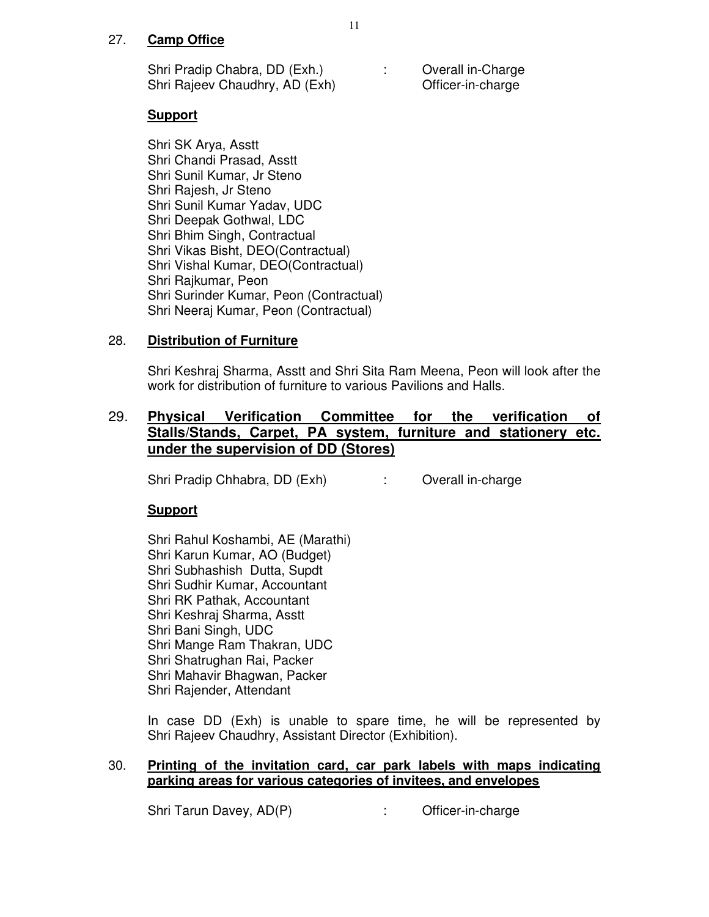27. **Camp Office**

Shri Pradip Chabra, DD (Exh.) : Overall in-Charge
Shri Rajeev Chaudhry, AD (Exh) Officer-in-charge

**Support**

Shri SK Arya, Asstt
Shri Chandi Prasad, Asstt
Shri Sunil Kumar, Jr Steno
Shri Rajesh, Jr Steno
Shri Sunil Kumar Yadav, UDC
Shri Deepak Gothwal, LDC
Shri Bhim Singh, Contractual
Shri Vikas Bisht, DEO(Contractual)
Shri Vishal Kumar, DEO(Contractual)
Shri Rajkumar, Peon
Shri Surinder Kumar, Peon (Contractual)
Shri Neeraj Kumar, Peon (Contractual)

28. **Distribution of Furniture**

Shri Keshraj Sharma, Asstt and Shri Sita Ram Meena, Peon will look after the work for distribution of furniture to various Pavilions and Halls.

29. **Physical Verification Committee for the verification of Stalls/Stands, Carpet, PA system, furniture and stationery etc. under the supervision of DD (Stores)**

Shri Pradip Chhabra, DD (Exh) : Overall in-charge

**Support**

Shri Rahul Koshambi, AE (Marathi)
Shri Karun Kumar, AO (Budget)
Shri Subhashish Dutta, Supdt
Shri Sudhir Kumar, Accountant
Shri RK Pathak, Accountant
Shri Keshraj Sharma, Asstt
Shri Bani Singh, UDC
Shri Mange Ram Thakran, UDC
Shri Shatrughan Rai, Packer
Shri Mahavir Bhagwan, Packer
Shri Rajender, Attendant

In case DD (Exh) is unable to spare time, he will be represented by Shri Rajeev Chaudhry, Assistant Director (Exhibition).

30. **Printing of the invitation card, car park labels with maps indicating parking areas for various categories of invitees, and envelopes**

Shri Tarun Davey, AD(P) : Officer-in-charge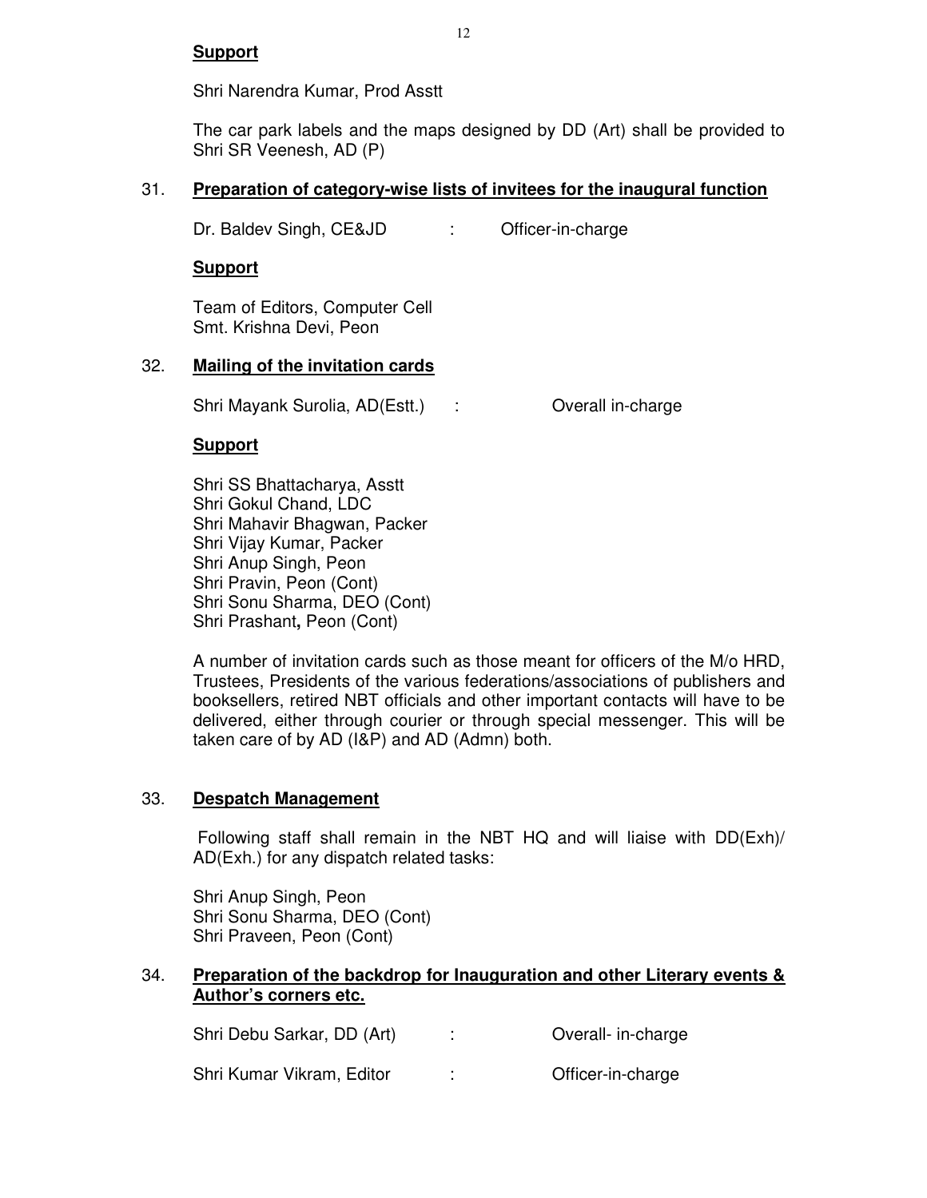**Support**

Shri Narendra Kumar, Prod Asstt

The car park labels and the maps designed by DD (Art) shall be provided to Shri SR Veenesh, AD (P)

31. **Preparation of category-wise lists of invitees for the inaugural function**

Dr. Baldev Singh, CE&JD : Officer-in-charge

**Support**

Team of Editors, Computer Cell
Smt. Krishna Devi, Peon

32. **Mailing of the invitation cards**

Shri Mayank Surolia, AD(Estt.) : Overall in-charge

**Support**

Shri SS Bhattacharya, Asstt
Shri Gokul Chand, LDC
Shri Mahavir Bhagwan, Packer
Shri Vijay Kumar, Packer
Shri Anup Singh, Peon
Shri Pravin, Peon (Cont)
Shri Sonu Sharma, DEO (Cont)
Shri Prashant**,** Peon (Cont)

A number of invitation cards such as those meant for officers of the M/o HRD, Trustees, Presidents of the various federations/associations of publishers and booksellers, retired NBT officials and other important contacts will have to be delivered, either through courier or through special messenger. This will be taken care of by AD (I&P) and AD (Admn) both.

33. **Despatch Management**

Following staff shall remain in the NBT HQ and will liaise with DD(Exh)/ AD(Exh.) for any dispatch related tasks:

Shri Anup Singh, Peon
Shri Sonu Sharma, DEO (Cont)
Shri Praveen, Peon (Cont)

34. **Preparation of the backdrop for Inauguration and other Literary events & Author's corners etc.**

Shri Debu Sarkar, DD (Art) : Overall- in-charge

Shri Kumar Vikram, Editor : Officer-in-charge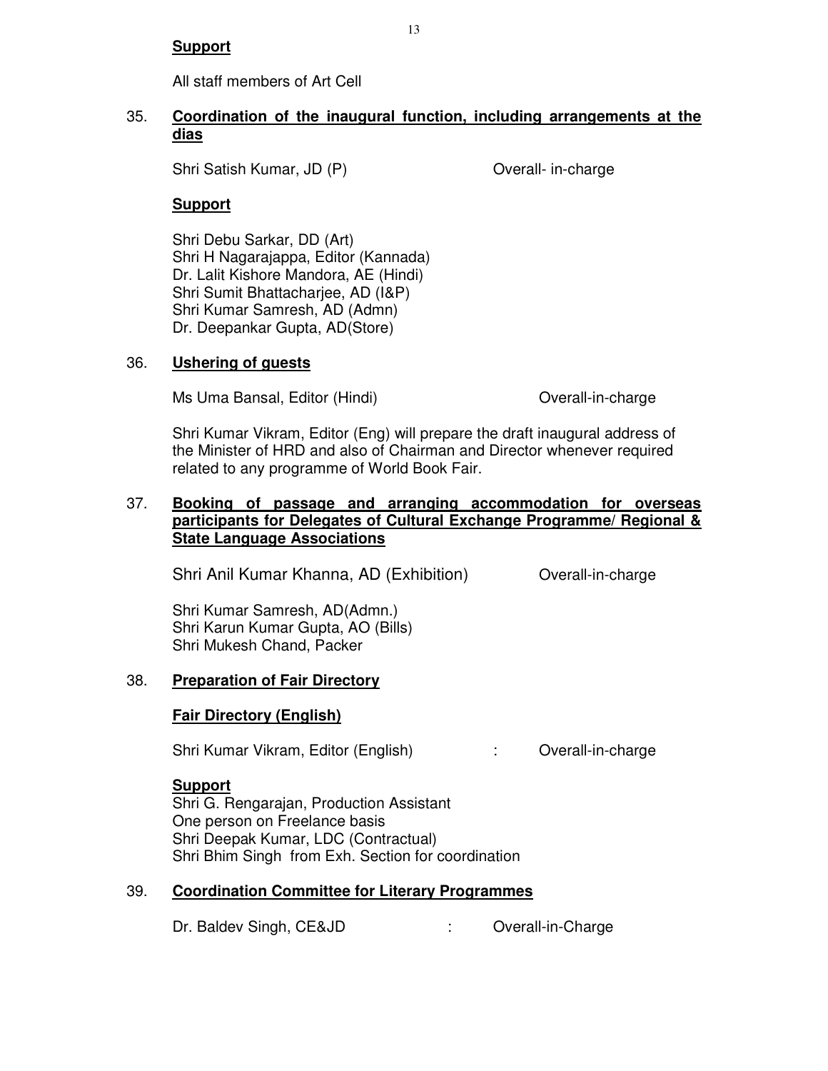**Support**

All staff members of Art Cell

35. **Coordination of the inaugural function, including arrangements at the dias**

Shri Satish Kumar, JD (P) Overall- in-charge

**Support**

Shri Debu Sarkar, DD (Art)
Shri H Nagarajappa, Editor (Kannada)
Dr. Lalit Kishore Mandora, AE (Hindi)
Shri Sumit Bhattacharjee, AD (I&P)
Shri Kumar Samresh, AD (Admn)
Dr. Deepankar Gupta, AD(Store)

36. **Ushering of guests**

Ms Uma Bansal, Editor (Hindi) Overall-in-charge

Shri Kumar Vikram, Editor (Eng) will prepare the draft inaugural address of the Minister of HRD and also of Chairman and Director whenever required related to any programme of World Book Fair.

37. **Booking of passage and arranging accommodation for overseas participants for Delegates of Cultural Exchange Programme/ Regional & State Language Associations**

Shri Anil Kumar Khanna, AD (Exhibition) Overall-in-charge

Shri Kumar Samresh, AD(Admn.)
Shri Karun Kumar Gupta, AO (Bills)
Shri Mukesh Chand, Packer

38. **Preparation of Fair Directory**

**Fair Directory (English)**

Shri Kumar Vikram, Editor (English) : Overall-in-charge

**Support**
Shri G. Rengarajan, Production Assistant
One person on Freelance basis
Shri Deepak Kumar, LDC (Contractual)
Shri Bhim Singh from Exh. Section for coordination

39. **Coordination Committee for Literary Programmes**

Dr. Baldev Singh, CE&JD : Overall-in-Charge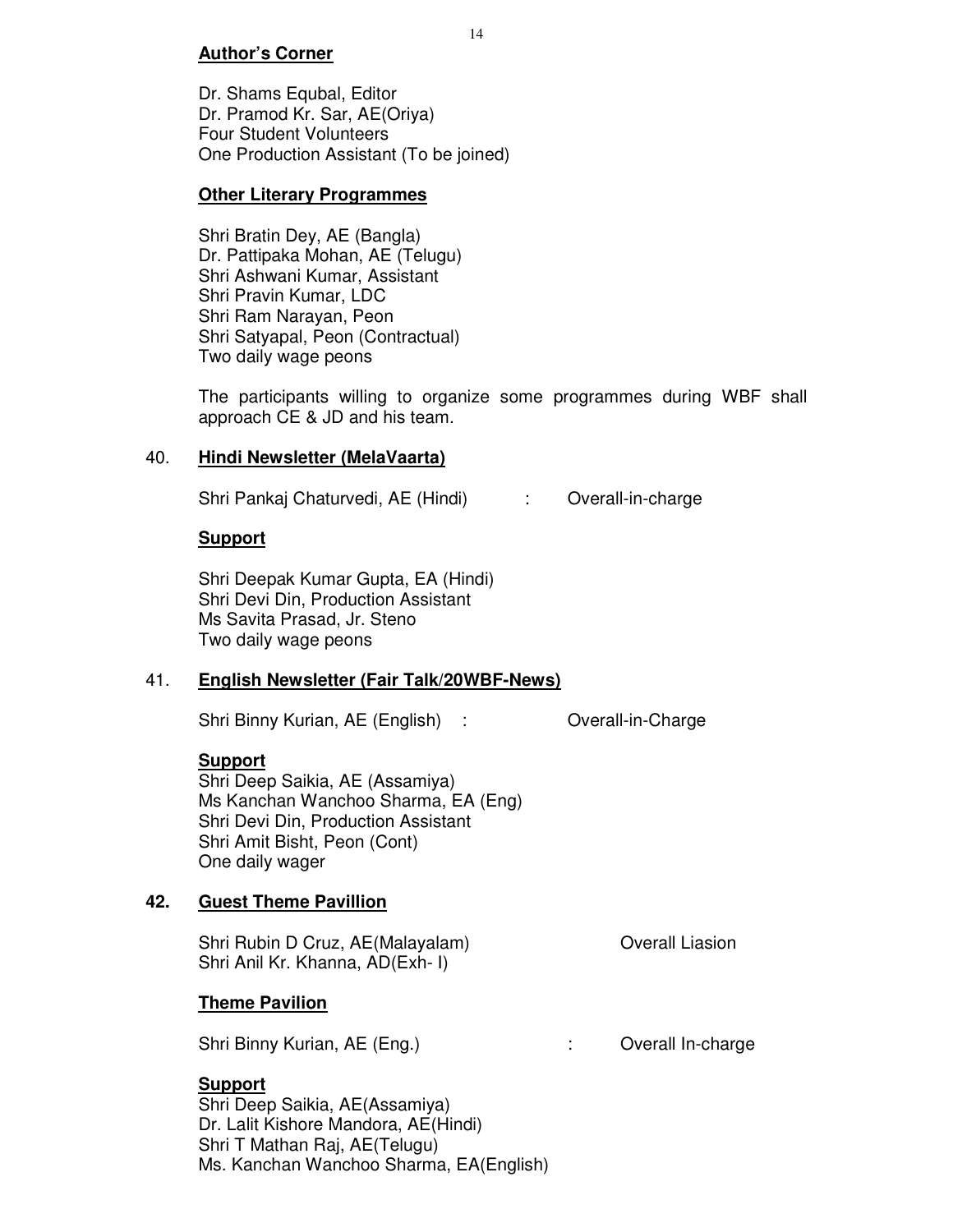**Author's Corner**

Dr. Shams Equbal, Editor
Dr. Pramod Kr. Sar, AE(Oriya)
Four Student Volunteers
One Production Assistant (To be joined)

**Other Literary Programmes**

Shri Bratin Dey, AE (Bangla)
Dr. Pattipaka Mohan, AE (Telugu)
Shri Ashwani Kumar, Assistant
Shri Pravin Kumar, LDC
Shri Ram Narayan, Peon
Shri Satyapal, Peon (Contractual)
Two daily wage peons

The participants willing to organize some programmes during WBF shall approach CE & JD and his team.

40. **Hindi Newsletter (MelaVaarta)**

Shri Pankaj Chaturvedi, AE (Hindi) : Overall-in-charge

**Support**

Shri Deepak Kumar Gupta, EA (Hindi)
Shri Devi Din, Production Assistant
Ms Savita Prasad, Jr. Steno
Two daily wage peons

41. **English Newsletter (Fair Talk/20WBF-News)**

Shri Binny Kurian, AE (English) : Overall-in-Charge

**Support**

Shri Deep Saikia, AE (Assamiya)
Ms Kanchan Wanchoo Sharma, EA (Eng)
Shri Devi Din, Production Assistant
Shri Amit Bisht, Peon (Cont)
One daily wager

**42. Guest Theme Pavillion**

Shri Rubin D Cruz, AE(Malayalam) Overall Liasion
Shri Anil Kr. Khanna, AD(Exh- I)

**Theme Pavilion**

Shri Binny Kurian, AE (Eng.) : Overall In-charge

**Support**

Shri Deep Saikia, AE(Assamiya)
Dr. Lalit Kishore Mandora, AE(Hindi)
Shri T Mathan Raj, AE(Telugu)
Ms. Kanchan Wanchoo Sharma, EA(English)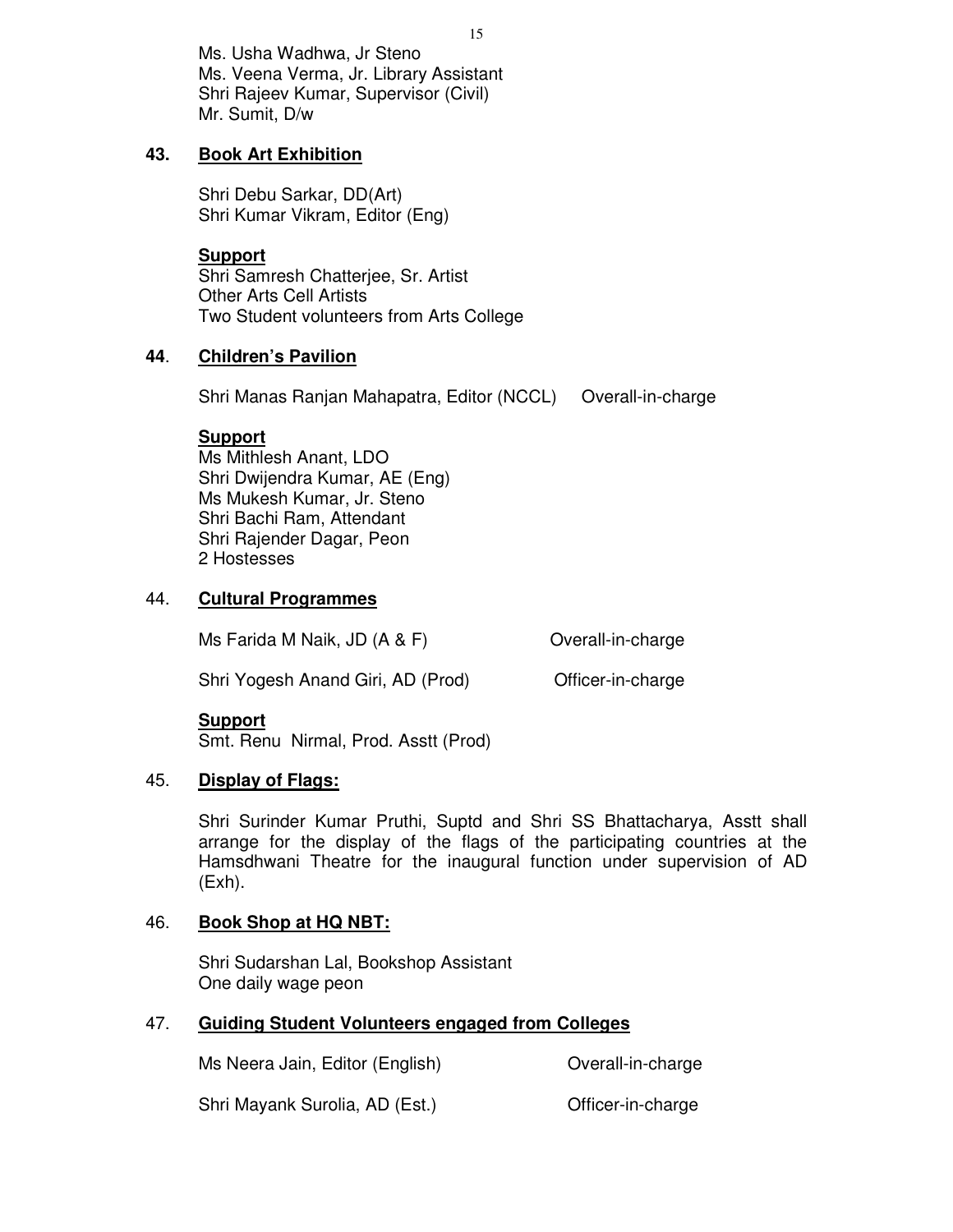Ms. Usha Wadhwa, Jr Steno
Ms. Veena Verma, Jr. Library Assistant
Shri Rajeev Kumar, Supervisor (Civil)
Mr. Sumit, D/w

**43. Book Art Exhibition**

Shri Debu Sarkar, DD(Art)
Shri Kumar Vikram, Editor (Eng)

**Support**
Shri Samresh Chatterjee, Sr. Artist
Other Arts Cell Artists
Two Student volunteers from Arts College

**44. Children's Pavilion**

Shri Manas Ranjan Mahapatra, Editor (NCCL) Overall-in-charge

**Support**
Ms Mithlesh Anant, LDO
Shri Dwijendra Kumar, AE (Eng)
Ms Mukesh Kumar, Jr. Steno
Shri Bachi Ram, Attendant
Shri Rajender Dagar, Peon
2 Hostesses

44. **Cultural Programmes**

Ms Farida M Naik, JD (A & F) Overall-in-charge

Shri Yogesh Anand Giri, AD (Prod) Officer-in-charge

**Support**
Smt. Renu Nirmal, Prod. Asstt (Prod)

45. **Display of Flags:**

Shri Surinder Kumar Pruthi, Suptd and Shri SS Bhattacharya, Asstt shall arrange for the display of the flags of the participating countries at the Hamsdhwani Theatre for the inaugural function under supervision of AD (Exh).

46. **Book Shop at HQ NBT:**

Shri Sudarshan Lal, Bookshop Assistant
One daily wage peon

47. **Guiding Student Volunteers engaged from Colleges**

Ms Neera Jain, Editor (English) Overall-in-charge

Shri Mayank Surolia, AD (Est.) Officer-in-charge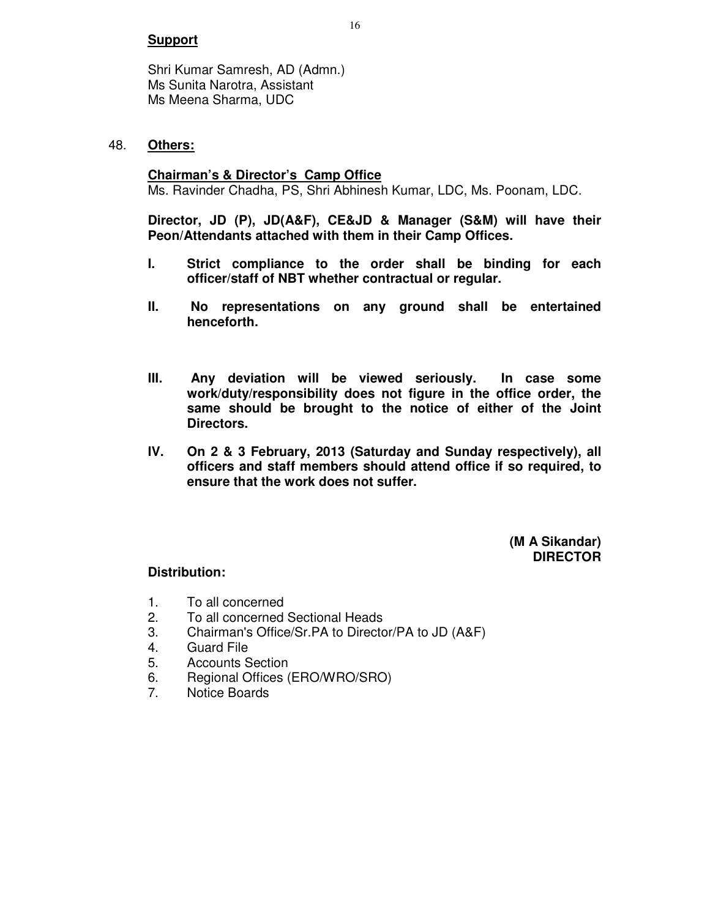**Support**

Shri Kumar Samresh, AD (Admn.)
Ms Sunita Narotra, Assistant
Ms Meena Sharma, UDC

48. **Others:**

**Chairman's & Director's Camp Office**
Ms. Ravinder Chadha, PS, Shri Abhinesh Kumar, LDC, Ms. Poonam, LDC.

**Director, JD (P), JD(A&F), CE&JD & Manager (S&M) will have their Peon/Attendants attached with them in their Camp Offices.**

**I. Strict compliance to the order shall be binding for each officer/staff of NBT whether contractual or regular.**

**II. No representations on any ground shall be entertained henceforth.**

**III. Any deviation will be viewed seriously. In case some work/duty/responsibility does not figure in the office order, the same should be brought to the notice of either of the Joint Directors.**

**IV. On 2 & 3 February, 2013 (Saturday and Sunday respectively), all officers and staff members should attend office if so required, to ensure that the work does not suffer.**

**(M A Sikandar)**
**DIRECTOR**

**Distribution:**

1. To all concerned
2. To all concerned Sectional Heads
3. Chairman's Office/Sr.PA to Director/PA to JD (A&F)
4. Guard File
5. Accounts Section
6. Regional Offices (ERO/WRO/SRO)
7. Notice Boards